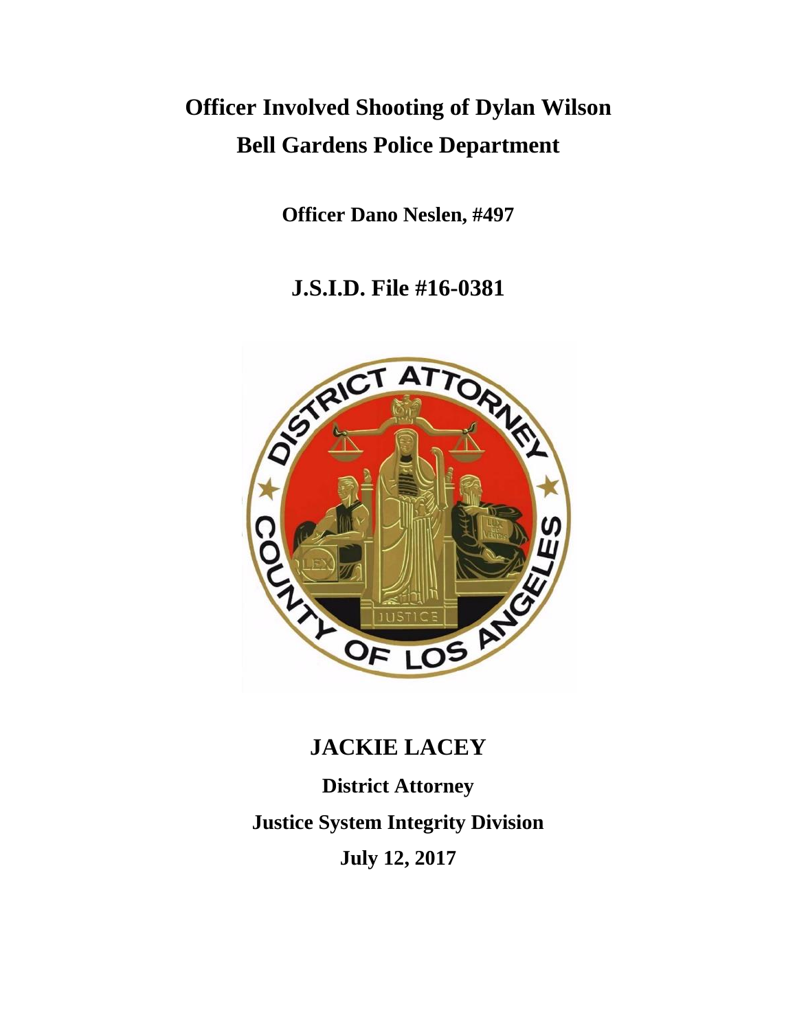# Officer Involved Shooting of Dylan Wilson

# Bell Gardens Police Department

**Officer Dano Neslen, #497**

## J.S.I.D. File #16-0381

## JACKIE LACEY

**District Attorney**

**Justice System Integrity Division**

**July 12, 2017**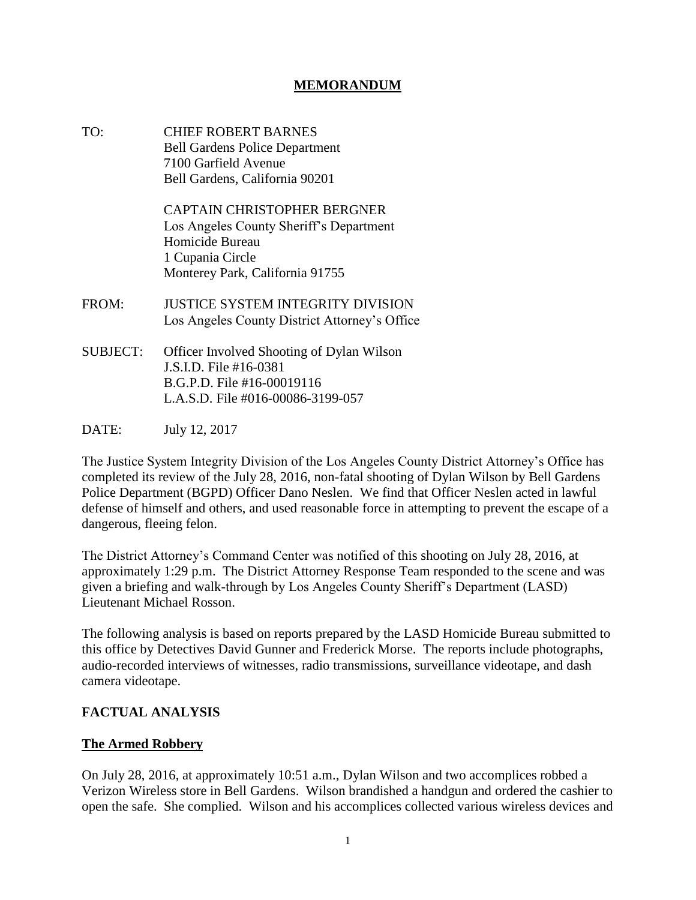# MEMORANDUM

TO: CHIEF ROBERT BARNES
Bell Gardens Police Department
7100 Garfield Avenue
Bell Gardens, California 90201

CAPTAIN CHRISTOPHER BERGNER
Los Angeles County Sheriff's Department
Homicide Bureau
1 Cupania Circle
Monterey Park, California 91755

FROM: JUSTICE SYSTEM INTEGRITY DIVISION
Los Angeles County District Attorney's Office

SUBJECT: Officer Involved Shooting of Dylan Wilson
J.S.I.D. File #16-0381
B.G.P.D. File #16-00019116
L.A.S.D. File #016-00086-3199-057

DATE: July 12, 2017

The Justice System Integrity Division of the Los Angeles County District Attorney's Office has completed its review of the July 28, 2016, non-fatal shooting of Dylan Wilson by Bell Gardens Police Department (BGPD) Officer Dano Neslen. We find that Officer Neslen acted in lawful defense of himself and others, and used reasonable force in attempting to prevent the escape of a dangerous, fleeing felon.

The District Attorney's Command Center was notified of this shooting on July 28, 2016, at approximately 1:29 p.m. The District Attorney Response Team responded to the scene and was given a briefing and walk-through by Los Angeles County Sheriff's Department (LASD) Lieutenant Michael Rosson.

The following analysis is based on reports prepared by the LASD Homicide Bureau submitted to this office by Detectives David Gunner and Frederick Morse. The reports include photographs, audio-recorded interviews of witnesses, radio transmissions, surveillance videotape, and dash camera videotape.

## FACTUAL ANALYSIS

### The Armed Robbery

On July 28, 2016, at approximately 10:51 a.m., Dylan Wilson and two accomplices robbed a Verizon Wireless store in Bell Gardens. Wilson brandished a handgun and ordered the cashier to open the safe. She complied. Wilson and his accomplices collected various wireless devices and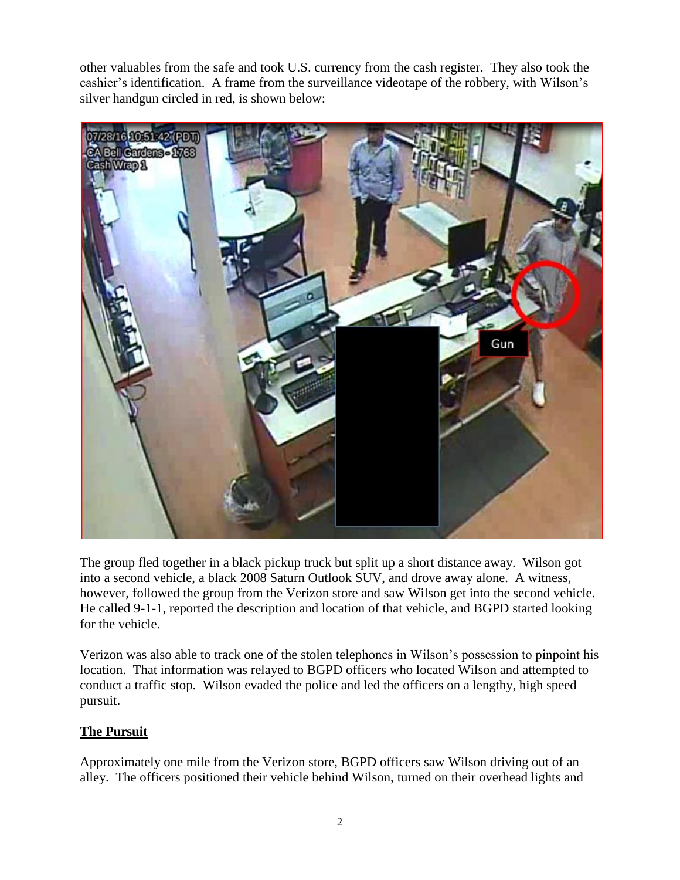other valuables from the safe and took U.S. currency from the cash register. They also took the cashier's identification. A frame from the surveillance videotape of the robbery, with Wilson's silver handgun circled in red, is shown below:

The group fled together in a black pickup truck but split up a short distance away. Wilson got into a second vehicle, a black 2008 Saturn Outlook SUV, and drove away alone. A witness, however, followed the group from the Verizon store and saw Wilson get into the second vehicle. He called 9-1-1, reported the description and location of that vehicle, and BGPD started looking for the vehicle.

Verizon was also able to track one of the stolen telephones in Wilson's possession to pinpoint his location. That information was relayed to BGPD officers who located Wilson and attempted to conduct a traffic stop. Wilson evaded the police and led the officers on a lengthy, high speed pursuit.

## The Pursuit

Approximately one mile from the Verizon store, BGPD officers saw Wilson driving out of an alley. The officers positioned their vehicle behind Wilson, turned on their overhead lights and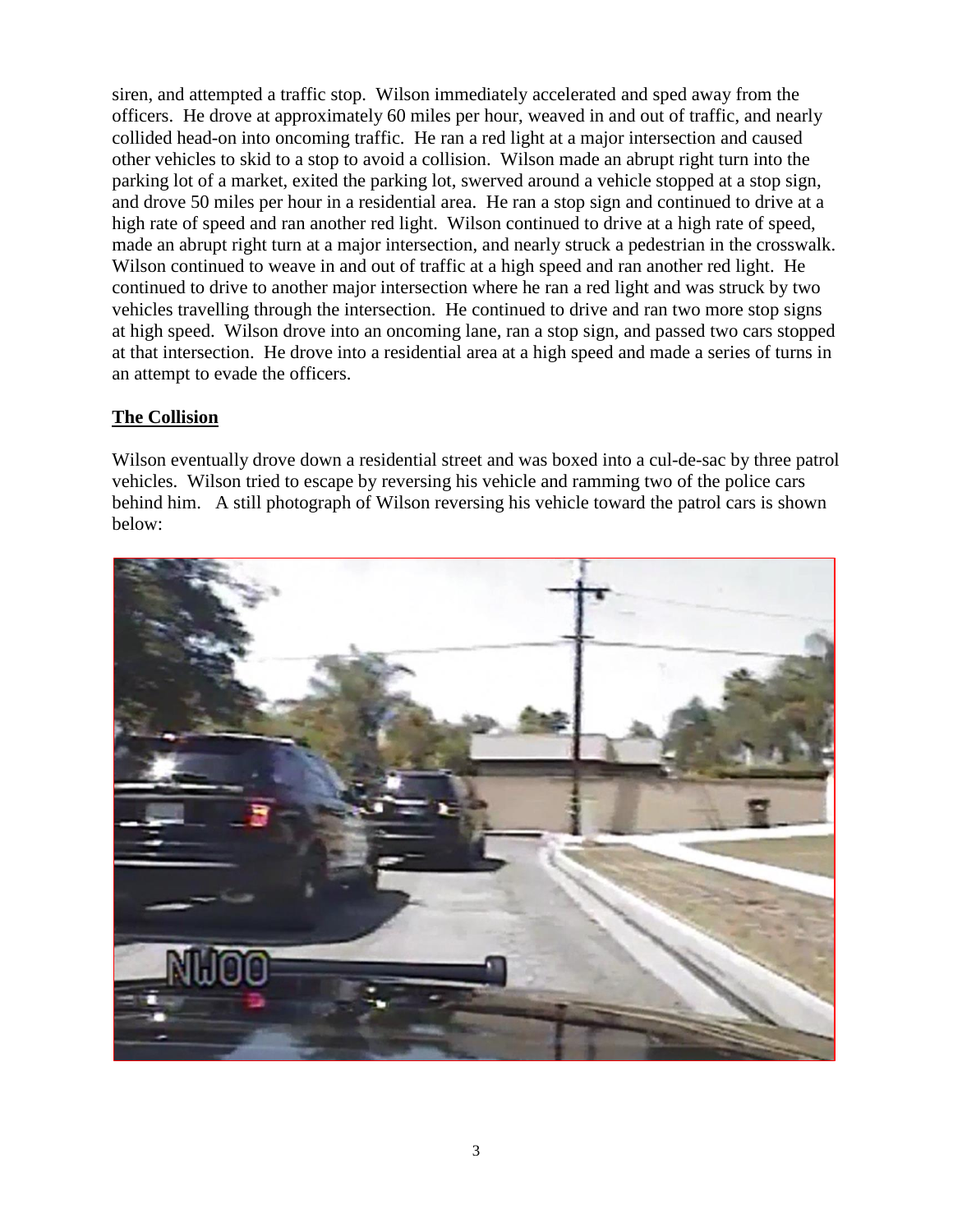siren, and attempted a traffic stop. Wilson immediately accelerated and sped away from the officers. He drove at approximately 60 miles per hour, weaved in and out of traffic, and nearly collided head-on into oncoming traffic. He ran a red light at a major intersection and caused other vehicles to skid to a stop to avoid a collision. Wilson made an abrupt right turn into the parking lot of a market, exited the parking lot, swerved around a vehicle stopped at a stop sign, and drove 50 miles per hour in a residential area. He ran a stop sign and continued to drive at a high rate of speed and ran another red light. Wilson continued to drive at a high rate of speed, made an abrupt right turn at a major intersection, and nearly struck a pedestrian in the crosswalk. Wilson continued to weave in and out of traffic at a high speed and ran another red light. He continued to drive to another major intersection where he ran a red light and was struck by two vehicles travelling through the intersection. He continued to drive and ran two more stop signs at high speed. Wilson drove into an oncoming lane, ran a stop sign, and passed two cars stopped at that intersection. He drove into a residential area at a high speed and made a series of turns in an attempt to evade the officers.

## The Collision

Wilson eventually drove down a residential street and was boxed into a cul-de-sac by three patrol vehicles. Wilson tried to escape by reversing his vehicle and ramming two of the police cars behind him. A still photograph of Wilson reversing his vehicle toward the patrol cars is shown below: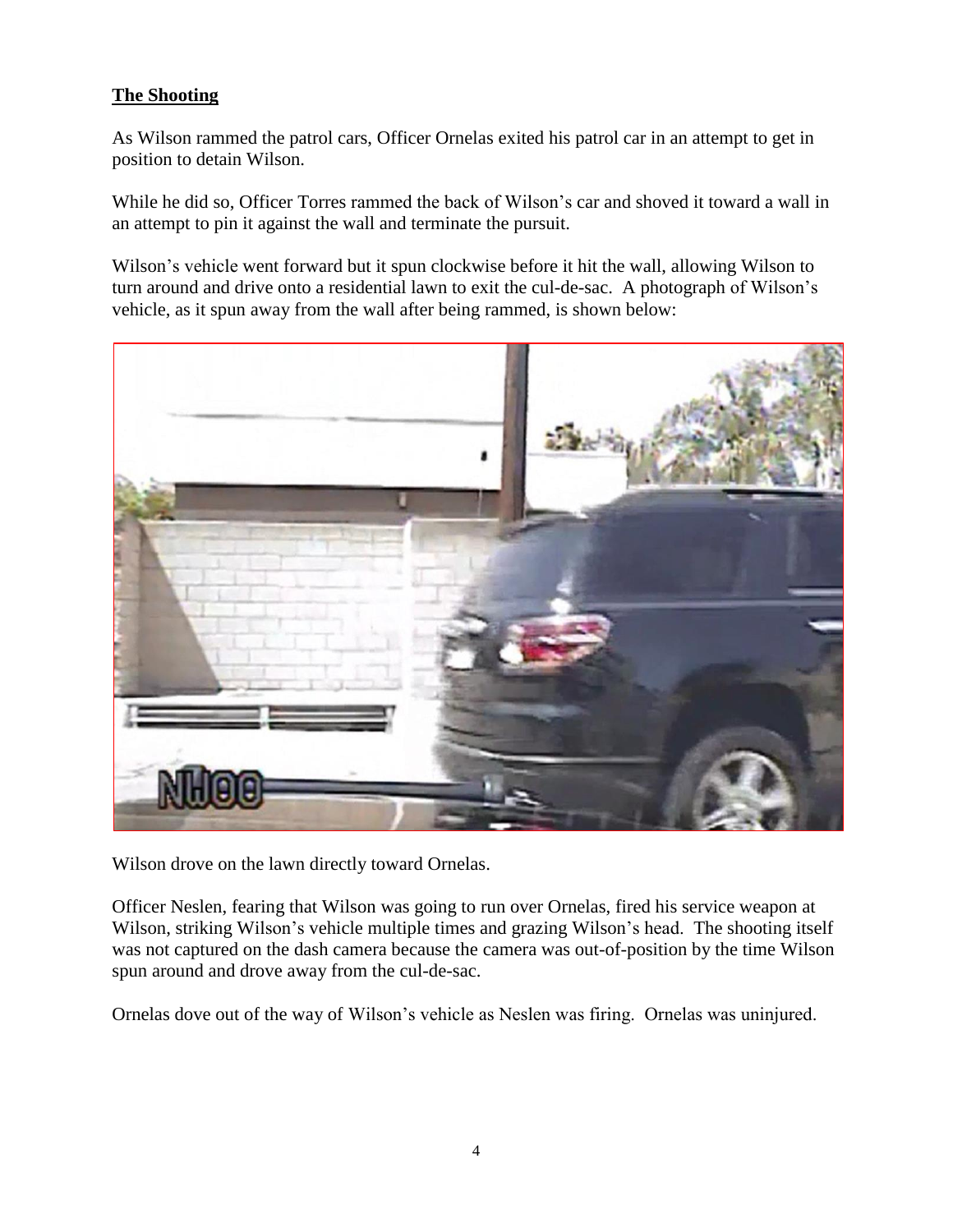**The Shooting**

As Wilson rammed the patrol cars, Officer Ornelas exited his patrol car in an attempt to get in position to detain Wilson.

While he did so, Officer Torres rammed the back of Wilson's car and shoved it toward a wall in an attempt to pin it against the wall and terminate the pursuit.

Wilson's vehicle went forward but it spun clockwise before it hit the wall, allowing Wilson to turn around and drive onto a residential lawn to exit the cul-de-sac. A photograph of Wilson's vehicle, as it spun away from the wall after being rammed, is shown below:

Wilson drove on the lawn directly toward Ornelas.

Officer Neslen, fearing that Wilson was going to run over Ornelas, fired his service weapon at Wilson, striking Wilson's vehicle multiple times and grazing Wilson's head. The shooting itself was not captured on the dash camera because the camera was out-of-position by the time Wilson spun around and drove away from the cul-de-sac.

Ornelas dove out of the way of Wilson's vehicle as Neslen was firing. Ornelas was uninjured.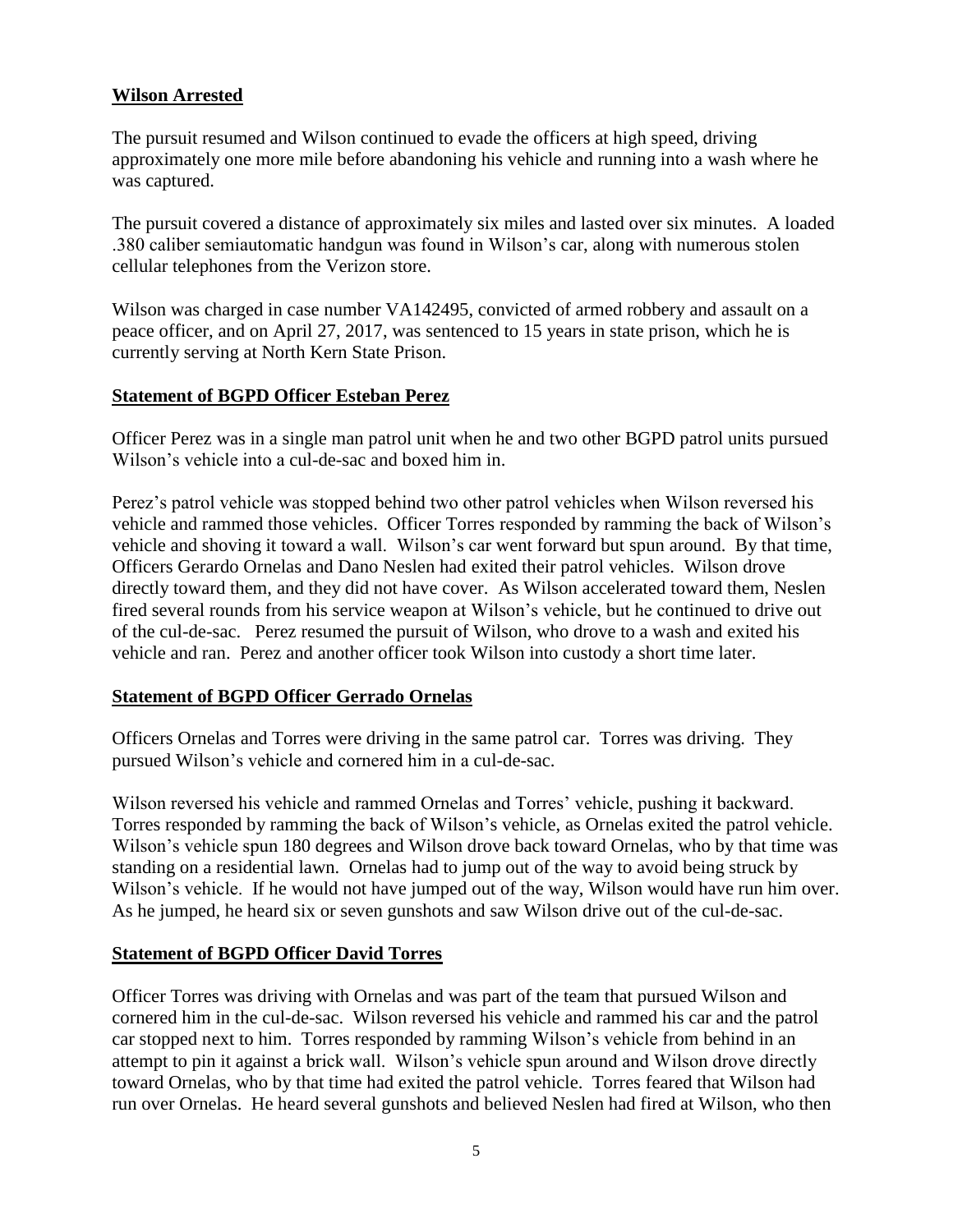## Wilson Arrested

The pursuit resumed and Wilson continued to evade the officers at high speed, driving approximately one more mile before abandoning his vehicle and running into a wash where he was captured.

The pursuit covered a distance of approximately six miles and lasted over six minutes. A loaded .380 caliber semiautomatic handgun was found in Wilson's car, along with numerous stolen cellular telephones from the Verizon store.

Wilson was charged in case number VA142495, convicted of armed robbery and assault on a peace officer, and on April 27, 2017, was sentenced to 15 years in state prison, which he is currently serving at North Kern State Prison.

## Statement of BGPD Officer Esteban Perez

Officer Perez was in a single man patrol unit when he and two other BGPD patrol units pursued Wilson's vehicle into a cul-de-sac and boxed him in.

Perez's patrol vehicle was stopped behind two other patrol vehicles when Wilson reversed his vehicle and rammed those vehicles. Officer Torres responded by ramming the back of Wilson's vehicle and shoving it toward a wall. Wilson's car went forward but spun around. By that time, Officers Gerardo Ornelas and Dano Neslen had exited their patrol vehicles. Wilson drove directly toward them, and they did not have cover. As Wilson accelerated toward them, Neslen fired several rounds from his service weapon at Wilson's vehicle, but he continued to drive out of the cul-de-sac. Perez resumed the pursuit of Wilson, who drove to a wash and exited his vehicle and ran. Perez and another officer took Wilson into custody a short time later.

## Statement of BGPD Officer Gerrado Ornelas

Officers Ornelas and Torres were driving in the same patrol car. Torres was driving. They pursued Wilson's vehicle and cornered him in a cul-de-sac.

Wilson reversed his vehicle and rammed Ornelas and Torres' vehicle, pushing it backward. Torres responded by ramming the back of Wilson's vehicle, as Ornelas exited the patrol vehicle. Wilson's vehicle spun 180 degrees and Wilson drove back toward Ornelas, who by that time was standing on a residential lawn. Ornelas had to jump out of the way to avoid being struck by Wilson's vehicle. If he would not have jumped out of the way, Wilson would have run him over. As he jumped, he heard six or seven gunshots and saw Wilson drive out of the cul-de-sac.

## Statement of BGPD Officer David Torres

Officer Torres was driving with Ornelas and was part of the team that pursued Wilson and cornered him in the cul-de-sac. Wilson reversed his vehicle and rammed his car and the patrol car stopped next to him. Torres responded by ramming Wilson's vehicle from behind in an attempt to pin it against a brick wall. Wilson's vehicle spun around and Wilson drove directly toward Ornelas, who by that time had exited the patrol vehicle. Torres feared that Wilson had run over Ornelas. He heard several gunshots and believed Neslen had fired at Wilson, who then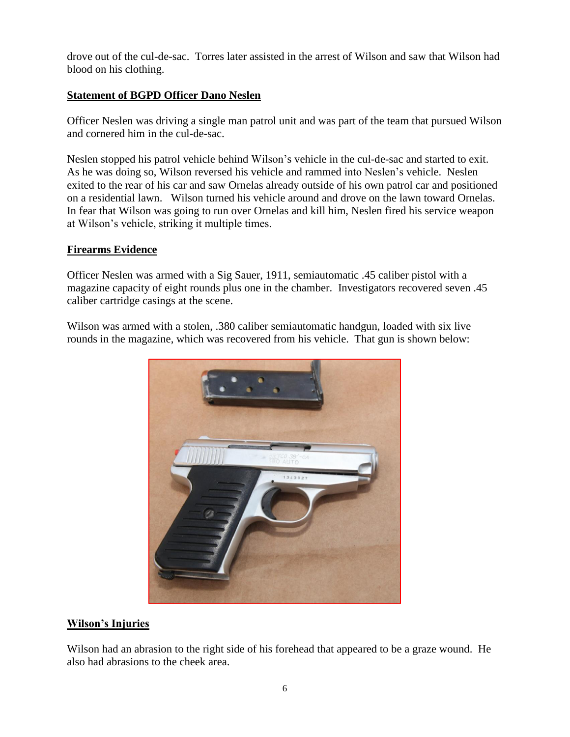drove out of the cul-de-sac. Torres later assisted in the arrest of Wilson and saw that Wilson had blood on his clothing.

## Statement of BGPD Officer Dano Neslen

Officer Neslen was driving a single man patrol unit and was part of the team that pursued Wilson and cornered him in the cul-de-sac.

Neslen stopped his patrol vehicle behind Wilson's vehicle in the cul-de-sac and started to exit. As he was doing so, Wilson reversed his vehicle and rammed into Neslen's vehicle. Neslen exited to the rear of his car and saw Ornelas already outside of his own patrol car and positioned on a residential lawn. Wilson turned his vehicle around and drove on the lawn toward Ornelas. In fear that Wilson was going to run over Ornelas and kill him, Neslen fired his service weapon at Wilson's vehicle, striking it multiple times.

## Firearms Evidence

Officer Neslen was armed with a Sig Sauer, 1911, semiautomatic .45 caliber pistol with a magazine capacity of eight rounds plus one in the chamber. Investigators recovered seven .45 caliber cartridge casings at the scene.

Wilson was armed with a stolen, .380 caliber semiautomatic handgun, loaded with six live rounds in the magazine, which was recovered from his vehicle. That gun is shown below:

## Wilson's Injuries

Wilson had an abrasion to the right side of his forehead that appeared to be a graze wound. He also had abrasions to the cheek area.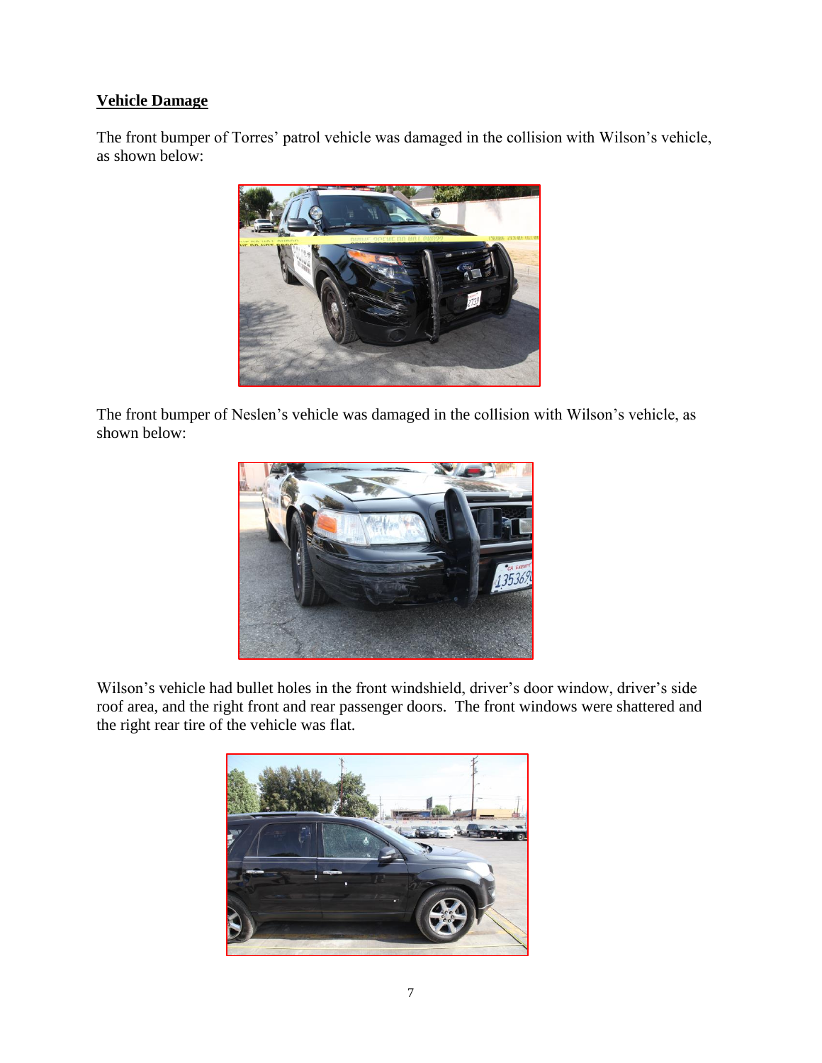**Vehicle Damage**

The front bumper of Torres' patrol vehicle was damaged in the collision with Wilson's vehicle, as shown below:

The front bumper of Neslen's vehicle was damaged in the collision with Wilson's vehicle, as shown below:

Wilson's vehicle had bullet holes in the front windshield, driver's door window, driver's side roof area, and the right front and rear passenger doors. The front windows were shattered and the right rear tire of the vehicle was flat.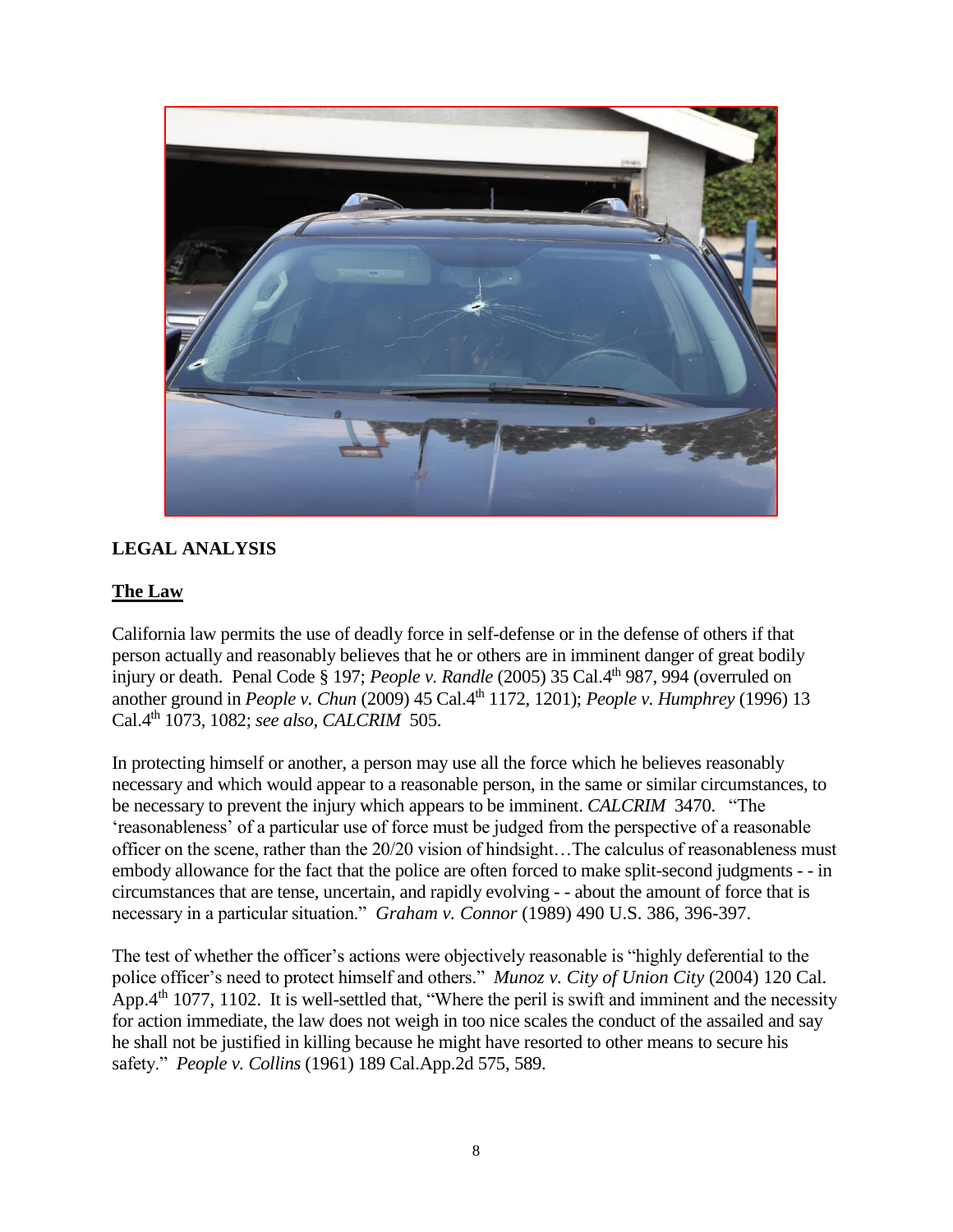## LEGAL ANALYSIS

### The Law

California law permits the use of deadly force in self-defense or in the defense of others if that person actually and reasonably believes that he or others are in imminent danger of great bodily injury or death. Penal Code § 197; *People v. Randle* (2005) 35 Cal.4th 987, 994 (overruled on another ground in *People v. Chun* (2009) 45 Cal.4th 1172, 1201); *People v. Humphrey* (1996) 13 Cal.4th 1073, 1082; *see also, CALCRIM* 505.

In protecting himself or another, a person may use all the force which he believes reasonably necessary and which would appear to a reasonable person, in the same or similar circumstances, to be necessary to prevent the injury which appears to be imminent. *CALCRIM* 3470. "The 'reasonableness' of a particular use of force must be judged from the perspective of a reasonable officer on the scene, rather than the 20/20 vision of hindsight…The calculus of reasonableness must embody allowance for the fact that the police are often forced to make split-second judgments - - in circumstances that are tense, uncertain, and rapidly evolving - - about the amount of force that is necessary in a particular situation." *Graham v. Connor* (1989) 490 U.S. 386, 396-397.

The test of whether the officer's actions were objectively reasonable is "highly deferential to the police officer's need to protect himself and others." *Munoz v. City of Union City* (2004) 120 Cal. App.4th 1077, 1102. It is well-settled that, "Where the peril is swift and imminent and the necessity for action immediate, the law does not weigh in too nice scales the conduct of the assailed and say he shall not be justified in killing because he might have resorted to other means to secure his safety." *People v. Collins* (1961) 189 Cal.App.2d 575, 589.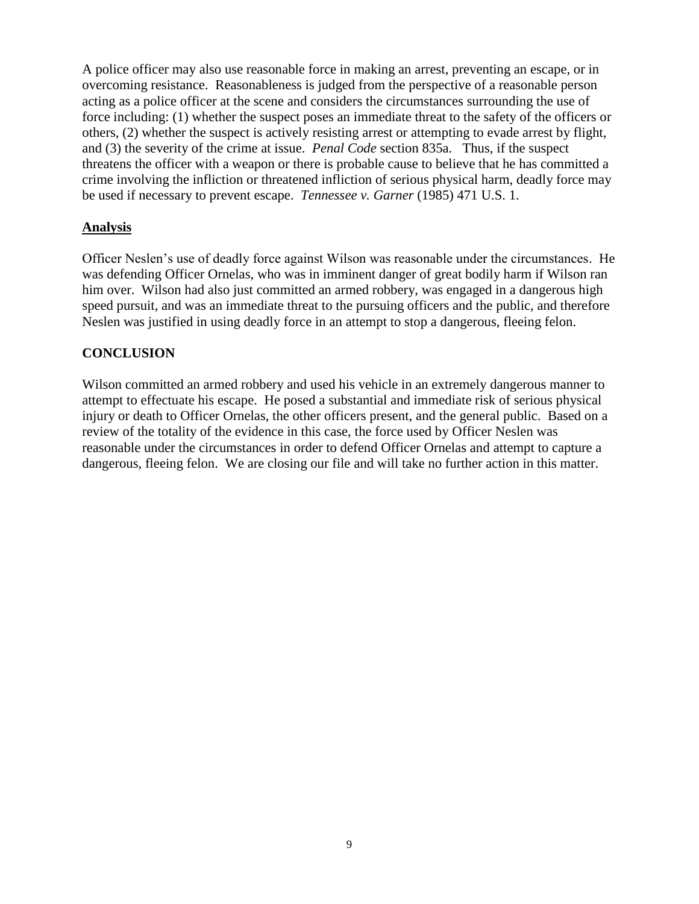A police officer may also use reasonable force in making an arrest, preventing an escape, or in overcoming resistance. Reasonableness is judged from the perspective of a reasonable person acting as a police officer at the scene and considers the circumstances surrounding the use of force including: (1) whether the suspect poses an immediate threat to the safety of the officers or others, (2) whether the suspect is actively resisting arrest or attempting to evade arrest by flight, and (3) the severity of the crime at issue. *Penal Code* section 835a. Thus, if the suspect threatens the officer with a weapon or there is probable cause to believe that he has committed a crime involving the infliction or threatened infliction of serious physical harm, deadly force may be used if necessary to prevent escape. *Tennessee v. Garner* (1985) 471 U.S. 1.

## Analysis

Officer Neslen's use of deadly force against Wilson was reasonable under the circumstances. He was defending Officer Ornelas, who was in imminent danger of great bodily harm if Wilson ran him over. Wilson had also just committed an armed robbery, was engaged in a dangerous high speed pursuit, and was an immediate threat to the pursuing officers and the public, and therefore Neslen was justified in using deadly force in an attempt to stop a dangerous, fleeing felon.

## CONCLUSION

Wilson committed an armed robbery and used his vehicle in an extremely dangerous manner to attempt to effectuate his escape. He posed a substantial and immediate risk of serious physical injury or death to Officer Ornelas, the other officers present, and the general public. Based on a review of the totality of the evidence in this case, the force used by Officer Neslen was reasonable under the circumstances in order to defend Officer Ornelas and attempt to capture a dangerous, fleeing felon. We are closing our file and will take no further action in this matter.